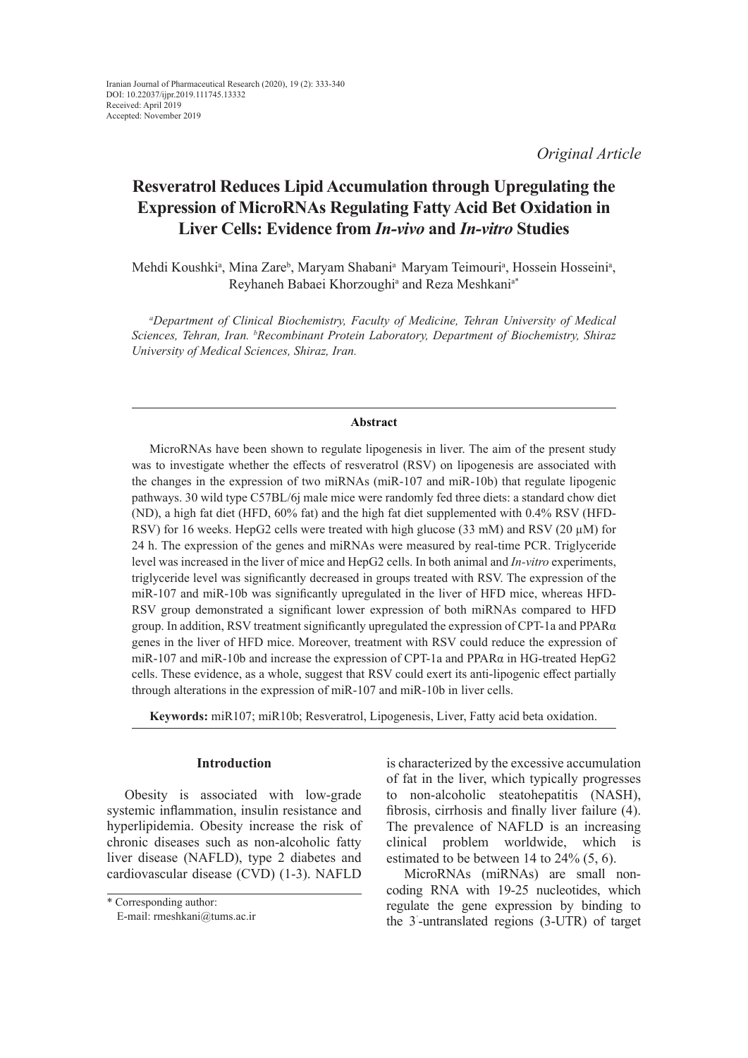Iranian Journal of Pharmaceutical Research (2020), 19 (2): 333-340
DOI: 10.22037/ijpr.2019.111745.13332
Received: April 2019
Accepted: November 2019

*Original Article*

# Resveratrol Reduces Lipid Accumulation through Upregulating the Expression of MicroRNAs Regulating Fatty Acid Bet Oxidation in Liver Cells: Evidence from *In-vivo* and *In-vitro* Studies

Mehdi Koushki[a], Mina Zare[b], Maryam Shabani[a] Maryam Teimouri[a], Hossein Hosseini[a], Reyhaneh Babaei Khorzoughi[a] and Reza Meshkani[a*]

*[a]Department of Clinical Biochemistry, Faculty of Medicine, Tehran University of Medical Sciences, Tehran, Iran. [b]Recombinant Protein Laboratory, Department of Biochemistry, Shiraz University of Medical Sciences, Shiraz, Iran.*

## Abstract

MicroRNAs have been shown to regulate lipogenesis in liver. The aim of the present study was to investigate whether the effects of resveratrol (RSV) on lipogenesis are associated with the changes in the expression of two miRNAs (miR-107 and miR-10b) that regulate lipogenic pathways. 30 wild type C57BL/6j male mice were randomly fed three diets: a standard chow diet (ND), a high fat diet (HFD, 60% fat) and the high fat diet supplemented with 0.4% RSV (HFD-RSV) for 16 weeks. HepG2 cells were treated with high glucose (33 mM) and RSV (20 µM) for 24 h. The expression of the genes and miRNAs were measured by real-time PCR. Triglyceride level was increased in the liver of mice and HepG2 cells. In both animal and *In-vitro* experiments, triglyceride level was significantly decreased in groups treated with RSV. The expression of the miR-107 and miR-10b was significantly upregulated in the liver of HFD mice, whereas HFD-RSV group demonstrated a significant lower expression of both miRNAs compared to HFD group. In addition, RSV treatment significantly upregulated the expression of CPT-1a and PPARα genes in the liver of HFD mice. Moreover, treatment with RSV could reduce the expression of miR-107 and miR-10b and increase the expression of CPT-1a and PPARα in HG-treated HepG2 cells. These evidence, as a whole, suggest that RSV could exert its anti-lipogenic effect partially through alterations in the expression of miR-107 and miR-10b in liver cells.

**Keywords:** miR107; miR10b; Resveratrol, Lipogenesis, Liver, Fatty acid beta oxidation.

## Introduction

Obesity is associated with low-grade systemic inflammation, insulin resistance and hyperlipidemia. Obesity increase the risk of chronic diseases such as non-alcoholic fatty liver disease (NAFLD), type 2 diabetes and cardiovascular disease (CVD) (1-3). NAFLD is characterized by the excessive accumulation of fat in the liver, which typically progresses to non-alcoholic steatohepatitis (NASH), fibrosis, cirrhosis and finally liver failure (4). The prevalence of NAFLD is an increasing clinical problem worldwide, which is estimated to be between 14 to 24% (5, 6).

MicroRNAs (miRNAs) are small non-coding RNA with 19-25 nucleotides, which regulate the gene expression by binding to the 3΄-untranslated regions (3-UTR) of target

\* Corresponding author:
E-mail: rmeshkani@tums.ac.ir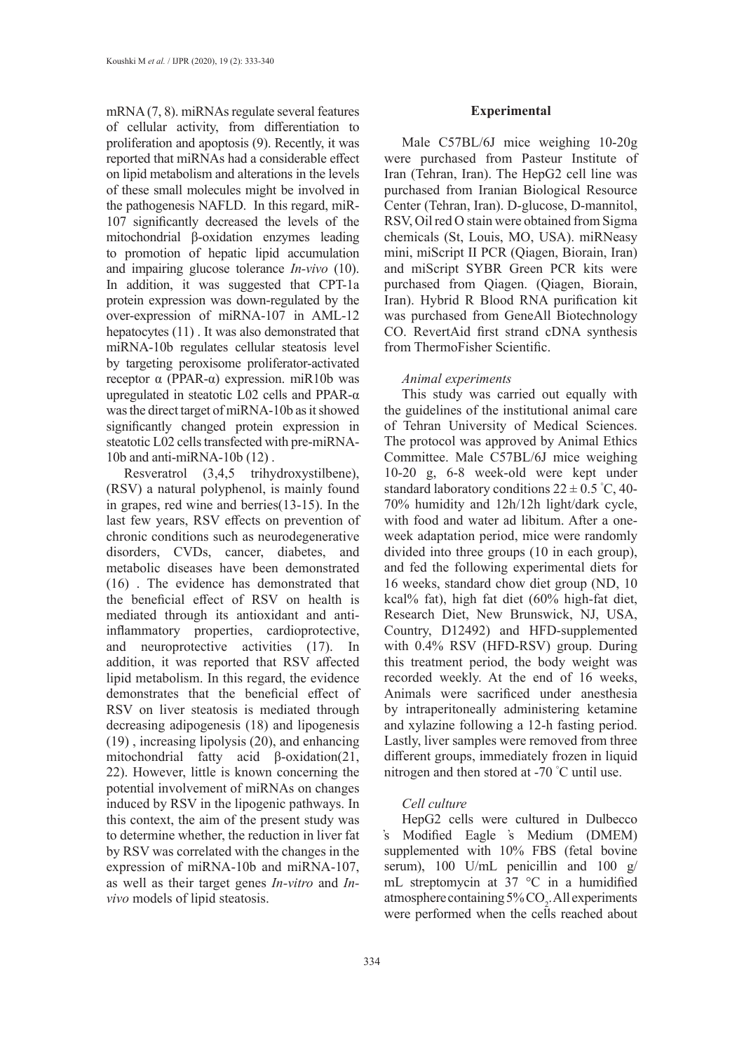mRNA (7, 8). miRNAs regulate several features of cellular activity, from differentiation to proliferation and apoptosis (9). Recently, it was reported that miRNAs had a considerable effect on lipid metabolism and alterations in the levels of these small molecules might be involved in the pathogenesis NAFLD. In this regard, miR-107 significantly decreased the levels of the mitochondrial β-oxidation enzymes leading to promotion of hepatic lipid accumulation and impairing glucose tolerance *In-vivo* (10). In addition, it was suggested that CPT-1a protein expression was down-regulated by the over-expression of miRNA-107 in AML-12 hepatocytes (11) . It was also demonstrated that miRNA-10b regulates cellular steatosis level by targeting peroxisome proliferator-activated receptor α (PPAR-α) expression. miR10b was upregulated in steatotic L02 cells and PPAR-α was the direct target of miRNA-10b as it showed significantly changed protein expression in steatotic L02 cells transfected with pre-miRNA-10b and anti-miRNA-10b (12) .

Resveratrol (3,4,5 trihydroxystilbene), (RSV) a natural polyphenol, is mainly found in grapes, red wine and berries(13-15). In the last few years, RSV effects on prevention of chronic conditions such as neurodegenerative disorders, CVDs, cancer, diabetes, and metabolic diseases have been demonstrated (16) . The evidence has demonstrated that the beneficial effect of RSV on health is mediated through its antioxidant and anti-inflammatory properties, cardioprotective, and neuroprotective activities (17). In addition, it was reported that RSV affected lipid metabolism. In this regard, the evidence demonstrates that the beneficial effect of RSV on liver steatosis is mediated through decreasing adipogenesis (18) and lipogenesis (19) , increasing lipolysis (20), and enhancing mitochondrial fatty acid β-oxidation(21, 22). However, little is known concerning the potential involvement of miRNAs on changes induced by RSV in the lipogenic pathways. In this context, the aim of the present study was to determine whether, the reduction in liver fat by RSV was correlated with the changes in the expression of miRNA-10b and miRNA-107, as well as their target genes *In-vitro* and *In-vivo* models of lipid steatosis.

## Experimental

Male C57BL/6J mice weighing 10-20g were purchased from Pasteur Institute of Iran (Tehran, Iran). The HepG2 cell line was purchased from Iranian Biological Resource Center (Tehran, Iran). D-glucose, D-mannitol, RSV, Oil red O stain were obtained from Sigma chemicals (St, Louis, MO, USA). miRNeasy mini, miScript II PCR (Qiagen, Biorain, Iran) and miScript SYBR Green PCR kits were purchased from Qiagen. (Qiagen, Biorain, Iran). Hybrid R Blood RNA purification kit was purchased from GeneAll Biotechnology CO. RevertAid first strand cDNA synthesis from ThermoFisher Scientific.

### *Animal experiments*

This study was carried out equally with the guidelines of the institutional animal care of Tehran University of Medical Sciences. The protocol was approved by Animal Ethics Committee. Male C57BL/6J mice weighing 10-20 g, 6-8 week-old were kept under standard laboratory conditions $22 \pm 0.5$ °C, 40-70% humidity and 12h/12h light/dark cycle, with food and water ad libitum. After a one-week adaptation period, mice were randomly divided into three groups (10 in each group), and fed the following experimental diets for 16 weeks, standard chow diet group (ND, 10 kcal% fat), high fat diet (60% high-fat diet, Research Diet, New Brunswick, NJ, USA, Country, D12492) and HFD-supplemented with 0.4% RSV (HFD-RSV) group. During this treatment period, the body weight was recorded weekly. At the end of 16 weeks, Animals were sacrificed under anesthesia by intraperitoneally administering ketamine and xylazine following a 12-h fasting period. Lastly, liver samples were removed from three different groups, immediately frozen in liquid nitrogen and then stored at -70 °C until use.

### *Cell culture*

HepG2 cells were cultured in Dulbecco's Modified Eagle's Medium (DMEM) supplemented with 10% FBS (fetal bovine serum), 100 U/mL penicillin and 100 g/mL streptomycin at 37 °C in a humidified atmosphere containing 5% $CO_2$. All experiments were performed when the cells reached about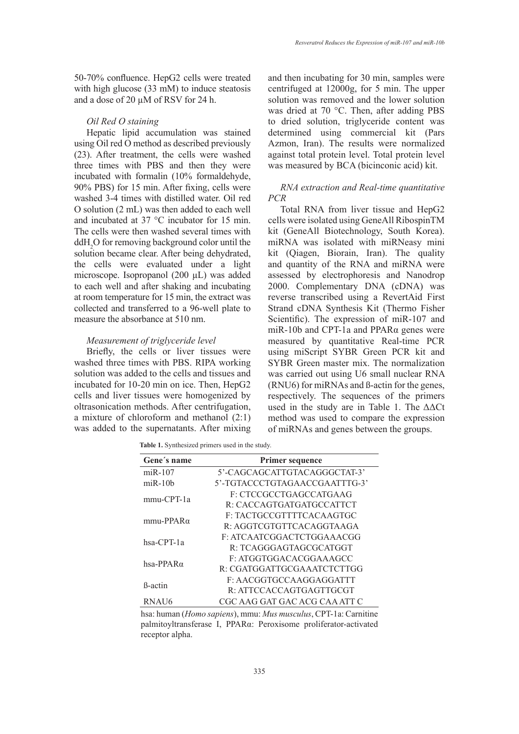50-70% confluence. HepG2 cells were treated with high glucose (33 mM) to induce steatosis and a dose of 20 µM of RSV for 24 h.

### *Oil Red O staining*

Hepatic lipid accumulation was stained using Oil red O method as described previously (23). After treatment, the cells were washed three times with PBS and then they were incubated with formalin (10% formaldehyde, 90% PBS) for 15 min. After fixing, cells were washed 3-4 times with distilled water. Oil red O solution (2 mL) was then added to each well and incubated at 37 °C incubator for 15 min. The cells were then washed several times with $ddH_2O$ for removing background color until the solution became clear. After being dehydrated, the cells were evaluated under a light microscope. Isopropanol (200 µL) was added to each well and after shaking and incubating at room temperature for 15 min, the extract was collected and transferred to a 96-well plate to measure the absorbance at 510 nm.

### *Measurement of triglyceride level*

Briefly, the cells or liver tissues were washed three times with PBS. RIPA working solution was added to the cells and tissues and incubated for 10-20 min on ice. Then, HepG2 cells and liver tissues were homogenized by oltrasonication methods. After centrifugation, a mixture of chloroform and methanol (2:1) was added to the supernatants. After mixing and then incubating for 30 min, samples were centrifuged at 12000g, for 5 min. The upper solution was removed and the lower solution was dried at 70 °C. Then, after adding PBS to dried solution, triglyceride content was determined using commercial kit (Pars Azmon, Iran). The results were normalized against total protein level. Total protein level was measured by BCA (bicinconic acid) kit.

### *RNA extraction and Real-time quantitative PCR*

Total RNA from liver tissue and HepG2 cells were isolated using GeneAll RibospinTM kit (GeneAll Biotechnology, South Korea). miRNA was isolated with miRNeasy mini kit (Qiagen, Biorain, Iran). The quality and quantity of the RNA and miRNA were assessed by electrophoresis and Nanodrop 2000. Complementary DNA (cDNA) was reverse transcribed using a RevertAid First Strand cDNA Synthesis Kit (Thermo Fisher Scientific). The expression of miR-107 and miR-10b and CPT-1a and PPARα genes were measured by quantitative Real-time PCR using miScript SYBR Green PCR kit and SYBR Green master mix. The normalization was carried out using U6 small nuclear RNA (RNU6) for miRNAs and ß-actin for the genes, respectively. The sequences of the primers used in the study are in Table 1. The ΔΔCt method was used to compare the expression of miRNAs and genes between the groups.

**Table 1.** Synthesized primers used in the study.

| Gene´s name | Primer sequence |
|---|---|
| miR-107 | 5'-CAGCAGCATTGTACAGGGCTAT-3' |
| miR-10b | 5'-TGTACCCTGTAGAACCGAATTTG-3' |
| mmu-CPT-1a | F: CTCCGCCTGAGCCATGAAG<br>R: CACCAGTGATGATGCCATTCT |
| mmu-PPARα | F: TACTGCCGTTTTCACAAGTGC<br>R: AGGTCGTGTTCACAGGTAAGA |
| hsa-CPT-1a | F: ATCAATCGGACTCTGGAAACGG<br>R: TCAGGGAGTAGCGCATGGT |
| hsa-PPARα | F: ATGGTGGACACGGAAAGCC<br>R: CGATGGATTGCGAAATCTCTTGG |
| ß-actin | F: AACGGTGCCAAGGAGGATTT<br>R: ATTCCACCAGTGAGTTGCGT |
| RNAU6 | CGC AAG GAT GAC ACG CAA ATT C |

hsa: human (*Homo sapiens*), mmu: *Mus musculus*, CPT-1a: Carnitine palmitoyltransferase I, PPARα: Peroxisome proliferator-activated receptor alpha.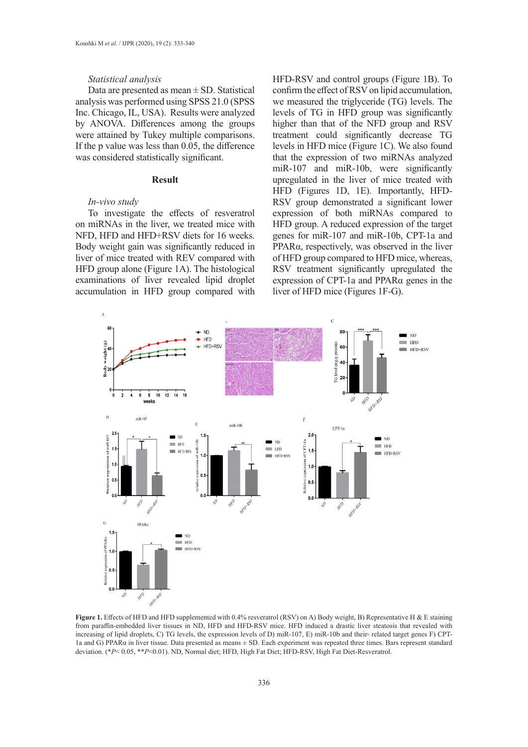*Statistical analysis*

Data are presented as mean ± SD. Statistical analysis was performed using SPSS 21.0 (SPSS Inc. Chicago, IL, USA). Results were analyzed by ANOVA. Differences among the groups were attained by Tukey multiple comparisons. If the p value was less than 0.05, the difference was considered statistically significant.

## Result

*In-vivo study*

To investigate the effects of resveratrol on miRNAs in the liver, we treated mice with NFD, HFD and HFD+RSV diets for 16 weeks. Body weight gain was significantly reduced in liver of mice treated with REV compared with HFD group alone (Figure 1A). The histological examinations of liver revealed lipid droplet accumulation in HFD group compared with HFD-RSV and control groups (Figure 1B). To confirm the effect of RSV on lipid accumulation, we measured the triglyceride (TG) levels. The levels of TG in HFD group was significantly higher than that of the NFD group and RSV treatment could significantly decrease TG levels in HFD mice (Figure 1C). We also found that the expression of two miRNAs analyzed miR-107 and miR-10b, were significantly upregulated in the liver of mice treated with HFD (Figures 1D, 1E). Importantly, HFD-RSV group demonstrated a significant lower expression of both miRNAs compared to HFD group. A reduced expression of the target genes for miR-107 and miR-10b, CPT-1a and PPARα, respectively, was observed in the liver of HFD group compared to HFD mice, whereas, RSV treatment significantly upregulated the expression of CPT-1a and PPARα genes in the liver of HFD mice (Figures 1F-G).

**Figure 1.** Effects of HFD and HFD supplemented with 0.4% resveratrol (RSV) on A) Body weight, B) Representative H & E staining from paraffin-embedded liver tissues in ND, HFD and HFD-RSV mice. HFD induced a drastic liver steatosis that revealed with increasing of lipid droplets, C) TG levels, the expression levels of D) miR-107, E) miR-10b and their- related target genes F) CPT-1a and G) PPARα in liver tissue. Data presented as means ± SD. Each experiment was repeated three times. Bars represent standard deviation. (\**P*< 0.05, \*\**P*<0.01). ND, Normal diet; HFD, High Fat Diet; HFD-RSV, High Fat Diet-Resveratrol.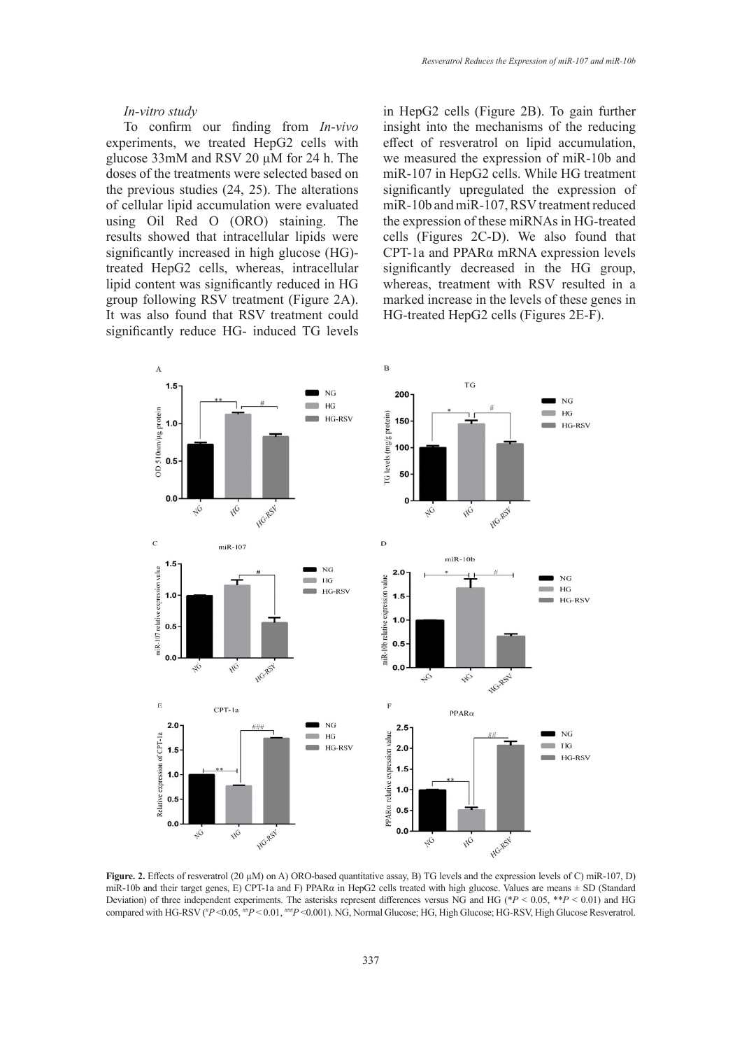*In-vitro study*

To confirm our finding from *In-vivo* experiments, we treated HepG2 cells with glucose 33mM and RSV 20 μM for 24 h. The doses of the treatments were selected based on the previous studies (24, 25). The alterations of cellular lipid accumulation were evaluated using Oil Red O (ORO) staining. The results showed that intracellular lipids were significantly increased in high glucose (HG)-treated HepG2 cells, whereas, intracellular lipid content was significantly reduced in HG group following RSV treatment (Figure 2A). It was also found that RSV treatment could significantly reduce HG- induced TG levels in HepG2 cells (Figure 2B). To gain further insight into the mechanisms of the reducing effect of resveratrol on lipid accumulation, we measured the expression of miR-10b and miR-107 in HepG2 cells. While HG treatment significantly upregulated the expression of miR-10b and miR-107, RSV treatment reduced the expression of these miRNAs in HG-treated cells (Figures 2C-D). We also found that CPT-1a and PPARα mRNA expression levels significantly decreased in the HG group, whereas, treatment with RSV resulted in a marked increase in the levels of these genes in HG-treated HepG2 cells (Figures 2E-F).

**Figure. 2.** Effects of resveratrol (20 μM) on A) ORO-based quantitative assay, B) TG levels and the expression levels of C) miR-107, D) miR-10b and their target genes, E) CPT-1a and F) PPARα in HepG2 cells treated with high glucose. Values are means ± SD (Standard Deviation) of three independent experiments. The asterisks represent differences versus NG and HG (*$P$ < 0.05, **$P$ < 0.01) and HG compared with HG-RSV (#$P$ <0.05, ##$P$ < 0.01, ###$P$ <0.001). NG, Normal Glucose; HG, High Glucose; HG-RSV, High Glucose Resveratrol.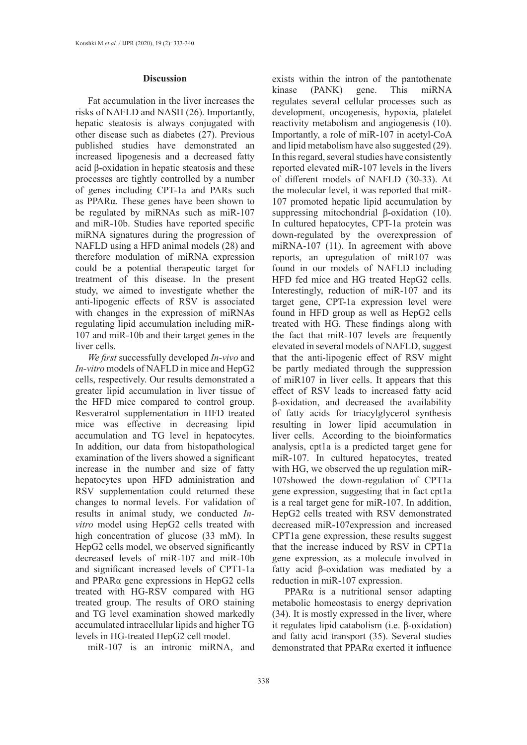## Discussion

Fat accumulation in the liver increases the risks of NAFLD and NASH (26). Importantly, hepatic steatosis is always conjugated with other disease such as diabetes (27). Previous published studies have demonstrated an increased lipogenesis and a decreased fatty acid β-oxidation in hepatic steatosis and these processes are tightly controlled by a number of genes including CPT-1a and PARs such as PPARα. These genes have been shown to be regulated by miRNAs such as miR-107 and miR-10b. Studies have reported specific miRNA signatures during the progression of NAFLD using a HFD animal models (28) and therefore modulation of miRNA expression could be a potential therapeutic target for treatment of this disease. In the present study, we aimed to investigate whether the anti-lipogenic effects of RSV is associated with changes in the expression of miRNAs regulating lipid accumulation including miR-107 and miR-10b and their target genes in the liver cells.

*We first* successfully developed *In-vivo* and *In-vitro* models of NAFLD in mice and HepG2 cells, respectively. Our results demonstrated a greater lipid accumulation in liver tissue of the HFD mice compared to control group. Resveratrol supplementation in HFD treated mice was effective in decreasing lipid accumulation and TG level in hepatocytes. In addition, our data from histopathological examination of the livers showed a significant increase in the number and size of fatty hepatocytes upon HFD administration and RSV supplementation could returned these changes to normal levels. For validation of results in animal study, we conducted *In-vitro* model using HepG2 cells treated with high concentration of glucose (33 mM). In HepG2 cells model, we observed significantly decreased levels of miR-107 and miR-10b and significant increased levels of CPT1-1a and PPARα gene expressions in HepG2 cells treated with HG-RSV compared with HG treated group. The results of ORO staining and TG level examination showed markedly accumulated intracellular lipids and higher TG levels in HG-treated HepG2 cell model.

miR-107 is an intronic miRNA, and exists within the intron of the pantothenate kinase (PANK) gene. This miRNA regulates several cellular processes such as development, oncogenesis, hypoxia, platelet reactivity metabolism and angiogenesis (10). Importantly, a role of miR-107 in acetyl-CoA and lipid metabolism have also suggested (29). In this regard, several studies have consistently reported elevated miR-107 levels in the livers of different models of NAFLD (30-33). At the molecular level, it was reported that miR-107 promoted hepatic lipid accumulation by suppressing mitochondrial β-oxidation (10). In cultured hepatocytes, CPT-1a protein was down-regulated by the overexpression of miRNA-107 (11). In agreement with above reports, an upregulation of miR107 was found in our models of NAFLD including HFD fed mice and HG treated HepG2 cells. Interestingly, reduction of miR-107 and its target gene, CPT-1a expression level were found in HFD group as well as HepG2 cells treated with HG. These findings along with the fact that miR-107 levels are frequently elevated in several models of NAFLD, suggest that the anti-lipogenic effect of RSV might be partly mediated through the suppression of miR107 in liver cells. It appears that this effect of RSV leads to increased fatty acid β-oxidation, and decreased the availability of fatty acids for triacylglycerol synthesis resulting in lower lipid accumulation in liver cells. According to the bioinformatics analysis, cpt1a is a predicted target gene for miR-107. In cultured hepatocytes, treated with HG, we observed the up regulation miR-107showed the down-regulation of CPT1a gene expression, suggesting that in fact cpt1a is a real target gene for miR-107. In addition, HepG2 cells treated with RSV demonstrated decreased miR-107expression and increased CPT1a gene expression, these results suggest that the increase induced by RSV in CPT1a gene expression, as a molecule involved in fatty acid β-oxidation was mediated by a reduction in miR-107 expression.

PPARα is a nutritional sensor adapting metabolic homeostasis to energy deprivation (34). It is mostly expressed in the liver, where it regulates lipid catabolism (i.e. β-oxidation) and fatty acid transport (35). Several studies demonstrated that PPARα exerted it influence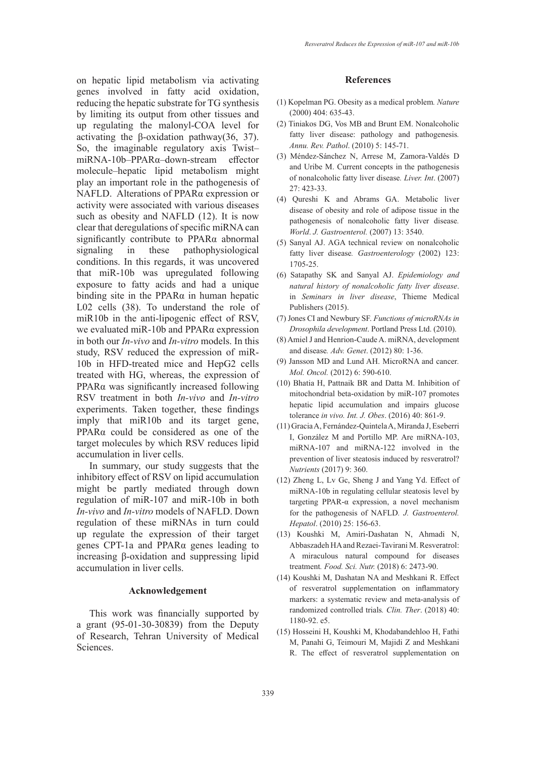on hepatic lipid metabolism via activating genes involved in fatty acid oxidation, reducing the hepatic substrate for TG synthesis by limiting its output from other tissues and up regulating the malonyl-COA level for activating the β-oxidation pathway(36, 37). So, the imaginable regulatory axis Twist–miRNA-10b–PPARα–down-stream effector molecule–hepatic lipid metabolism might play an important role in the pathogenesis of NAFLD. Alterations of PPARα expression or activity were associated with various diseases such as obesity and NAFLD (12). It is now clear that deregulations of specific miRNA can significantly contribute to PPARα abnormal signaling in these pathophysiological conditions. In this regards, it was uncovered that miR-10b was upregulated following exposure to fatty acids and had a unique binding site in the PPARα in human hepatic L02 cells (38). To understand the role of miR10b in the anti-lipogenic effect of RSV, we evaluated miR-10b and PPARα expression in both our *In-vivo* and *In-vitro* models. In this study, RSV reduced the expression of miR-10b in HFD-treated mice and HepG2 cells treated with HG, whereas, the expression of PPARα was significantly increased following RSV treatment in both *In-vivo* and *In-vitro* experiments. Taken together, these findings imply that miR10b and its target gene, PPARα could be considered as one of the target molecules by which RSV reduces lipid accumulation in liver cells.

In summary, our study suggests that the inhibitory effect of RSV on lipid accumulation might be partly mediated through down regulation of miR-107 and miR-10b in both *In-vivo* and *In-vitro* models of NAFLD. Down regulation of these miRNAs in turn could up regulate the expression of their target genes CPT-1a and PPARα genes leading to increasing β-oxidation and suppressing lipid accumulation in liver cells.

## Acknowledgement

This work was financially supported by a grant (95-01-30-30839) from the Deputy of Research, Tehran University of Medical Sciences.

## References

(1) Kopelman PG. Obesity as a medical problem. *Nature* (2000) 404: 635-43.

(2) Tiniakos DG, Vos MB and Brunt EM. Nonalcoholic fatty liver disease: pathology and pathogenesis. *Annu. Rev. Pathol*. (2010) 5: 145-71.

(3) Méndez-Sánchez N, Arrese M, Zamora-Valdés D and Uribe M. Current concepts in the pathogenesis of nonalcoholic fatty liver disease. *Liver. Int*. (2007) 27: 423-33.

(4) Qureshi K and Abrams GA. Metabolic liver disease of obesity and role of adipose tissue in the pathogenesis of nonalcoholic fatty liver disease. *World*. *J. Gastroenterol.* (2007) 13: 3540.

(5) Sanyal AJ. AGA technical review on nonalcoholic fatty liver disease. *Gastroenterology* (2002) 123: 1705-25.

(6) Satapathy SK and Sanyal AJ. *Epidemiology and natural history of nonalcoholic fatty liver disease*. in *Seminars in liver disease*, Thieme Medical Publishers (2015).

(7) Jones CI and Newbury SF. *Functions of microRNAs in Drosophila development*. Portland Press Ltd. (2010).

(8) Amiel J and Henrion-Caude A. miRNA, development and disease. *Adv. Genet*. (2012) 80: 1-36.

(9) Jansson MD and Lund AH. MicroRNA and cancer. *Mol. Oncol.* (2012) 6: 590-610.

(10) Bhatia H, Pattnaik BR and Datta M. Inhibition of mitochondrial beta-oxidation by miR-107 promotes hepatic lipid accumulation and impairs glucose tolerance *in vivo. Int. J. Obes*. (2016) 40: 861-9.

(11) Gracia A, Fernández-Quintela A, Miranda J, Eseberri I, González M and Portillo MP. Are miRNA-103, miRNA-107 and miRNA-122 involved in the prevention of liver steatosis induced by resveratrol? *Nutrients* (2017) 9: 360.

(12) Zheng L, Lv Gc, Sheng J and Yang Yd. Effect of miRNA-10b in regulating cellular steatosis level by targeting PPAR-α expression, a novel mechanism for the pathogenesis of NAFLD. *J. Gastroenterol. Hepatol*. (2010) 25: 156-63.

(13) Koushki M, Amiri-Dashatan N, Ahmadi N, Abbaszadeh HA and Rezaei-Tavirani M. Resveratrol: A miraculous natural compound for diseases treatment. *Food. Sci. Nutr.* (2018) 6: 2473-90.

(14) Koushki M, Dashatan NA and Meshkani R. Effect of resveratrol supplementation on inflammatory markers: a systematic review and meta-analysis of randomized controlled trials. *Clin. Ther*. (2018) 40: 1180-92. e5.

(15) Hosseini H, Koushki M, Khodabandehloo H, Fathi M, Panahi G, Teimouri M, Majidi Z and Meshkani R. The effect of resveratrol supplementation on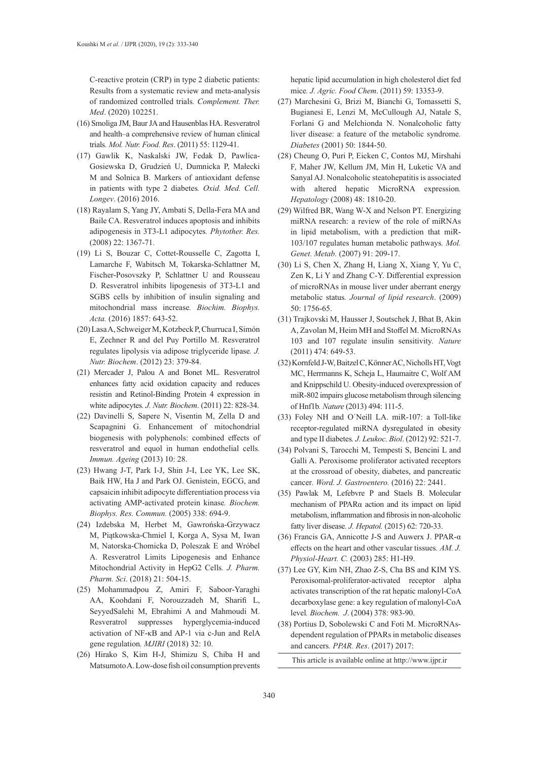C-reactive protein (CRP) in type 2 diabetic patients: Results from a systematic review and meta-analysis of randomized controlled trials. *Complement. Ther. Med*. (2020) 102251.

(16) Smoliga JM, Baur JA and Hausenblas HA. Resveratrol and health–a comprehensive review of human clinical trials. *Mol. Nutr. Food. Res*. (2011) 55: 1129-41.

(17) Gawlik K, Naskalski JW, Fedak D, Pawlica-Gosiewska D, Grudzień U, Dumnicka P, Małecki M and Solnica B. Markers of antioxidant defense in patients with type 2 diabetes. *Oxid. Med. Cell. Longev*. (2016) 2016.

(18) Rayalam S, Yang JY, Ambati S, Della-Fera MA and Baile CA. Resveratrol induces apoptosis and inhibits adipogenesis in 3T3-L1 adipocytes. *Phytother. Res.* (2008) 22: 1367-71.

(19) Li S, Bouzar C, Cottet-Rousselle C, Zagotta I, Lamarche F, Wabitsch M, Tokarska-Schlattner M, Fischer-Posovszky P, Schlattner U and Rousseau D. Resveratrol inhibits lipogenesis of 3T3-L1 and SGBS cells by inhibition of insulin signaling and mitochondrial mass increase. *Biochim. Biophys. Acta.* (2016) 1857: 643-52.

(20) Lasa A, Schweiger M, Kotzbeck P, Churruca I, Simón E, Zechner R and del Puy Portillo M. Resveratrol regulates lipolysis via adipose triglyceride lipase. *J. Nutr. Biochem*. (2012) 23: 379-84.

(21) Mercader J, Palou A and Bonet ML. Resveratrol enhances fatty acid oxidation capacity and reduces resistin and Retinol-Binding Protein 4 expression in white adipocytes. *J. Nutr. Biochem*. (2011) 22: 828-34.

(22) Davinelli S, Sapere N, Visentin M, Zella D and Scapagnini G. Enhancement of mitochondrial biogenesis with polyphenols: combined effects of resveratrol and equol in human endothelial cells. *Immun. Ageing* (2013) 10: 28.

(23) Hwang J-T, Park I-J, Shin J-I, Lee YK, Lee SK, Baik HW, Ha J and Park OJ. Genistein, EGCG, and capsaicin inhibit adipocyte differentiation process via activating AMP-activated protein kinase. *Biochem. Biophys. Res. Commun.* (2005) 338: 694-9.

(24) Izdebska M, Herbet M, Gawrońska-Grzywacz M, Piątkowska-Chmiel I, Korga A, Sysa M, Iwan M, Natorska-Chomicka D, Poleszak E and Wróbel A. Resveratrol Limits Lipogenesis and Enhance Mitochondrial Activity in HepG2 Cells. *J. Pharm. Pharm. Sci*. (2018) 21: 504-15.

(25) Mohammadpou Z, Amiri F, Saboor-Yaraghi AA, Koohdani F, Norouzzadeh M, Sharifi L, SeyyedSalehi M, Ebrahimi A and Mahmoudi M. Resveratrol suppresses hyperglycemia-induced activation of NF-κB and AP-1 via c-Jun and RelA gene regulation. *MJIRI* (2018) 32: 10.

(26) Hirako S, Kim H-J, Shimizu S, Chiba H and Matsumoto A. Low-dose fish oil consumption prevents hepatic lipid accumulation in high cholesterol diet fed mice. *J. Agric. Food Chem*. (2011) 59: 13353-9.

(27) Marchesini G, Brizi M, Bianchi G, Tomassetti S, Bugianesi E, Lenzi M, McCullough AJ, Natale S, Forlani G and Melchionda N. Nonalcoholic fatty liver disease: a feature of the metabolic syndrome. *Diabetes* (2001) 50: 1844-50.

(28) Cheung O, Puri P, Eicken C, Contos MJ, Mirshahi F, Maher JW, Kellum JM, Min H, Luketic VA and Sanyal AJ. Nonalcoholic steatohepatitis is associated with altered hepatic MicroRNA expression. *Hepatology* (2008) 48: 1810-20.

(29) Wilfred BR, Wang W-X and Nelson PT. Energizing miRNA research: a review of the role of miRNAs in lipid metabolism, with a prediction that miR-103/107 regulates human metabolic pathways. *Mol. Genet. Metab.* (2007) 91: 209-17.

(30) Li S, Chen X, Zhang H, Liang X, Xiang Y, Yu C, Zen K, Li Y and Zhang C-Y. Differential expression of microRNAs in mouse liver under aberrant energy metabolic status. *Journal of lipid research*. (2009) 50: 1756-65.

(31) Trajkovski M, Hausser J, Soutschek J, Bhat B, Akin A, Zavolan M, Heim MH and Stoffel M. MicroRNAs 103 and 107 regulate insulin sensitivity. *Nature* (2011) 474: 649-53.

(32) Kornfeld J-W, Baitzel C, Könner AC, Nicholls HT, Vogt MC, Herrmanns K, Scheja L, Haumaitre C, Wolf AM and Knippschild U. Obesity-induced overexpression of miR-802 impairs glucose metabolism through silencing of Hnf1b. *Nature* (2013) 494: 111-5.

(33) Foley NH and O`Neill LA. miR-107: a Toll-like receptor-regulated miRNA dysregulated in obesity and type II diabetes. *J. Leukoc. Biol*. (2012) 92: 521-7.

(34) Polvani S, Tarocchi M, Tempesti S, Bencini L and Galli A. Peroxisome proliferator activated receptors at the crossroad of obesity, diabetes, and pancreatic cancer. *Word. J. Gastroentero.* (2016) 22: 2441.

(35) Pawlak M, Lefebvre P and Staels B. Molecular mechanism of PPARα action and its impact on lipid metabolism, inflammation and fibrosis in non-alcoholic fatty liver disease. *J. Hepatol.* (2015) 62: 720-33.

(36) Francis GA, Annicotte J-S and Auwerx J. PPAR-α effects on the heart and other vascular tissues. *AM. J. Physiol-Heart. C.* (2003) 285: H1-H9.

(37) Lee GY, Kim NH, Zhao Z-S, Cha BS and KIM YS. Peroxisomal-proliferator-activated receptor alpha activates transcription of the rat hepatic malonyl-CoA decarboxylase gene: a key regulation of malonyl-CoA level. *Biochem. J*. (2004) 378: 983-90.

(38) Portius D, Sobolewski C and Foti M. MicroRNAs-dependent regulation of PPARs in metabolic diseases and cancers. *PPAR. Res*. (2017) 2017:

This article is available online at http://www.ijpr.ir